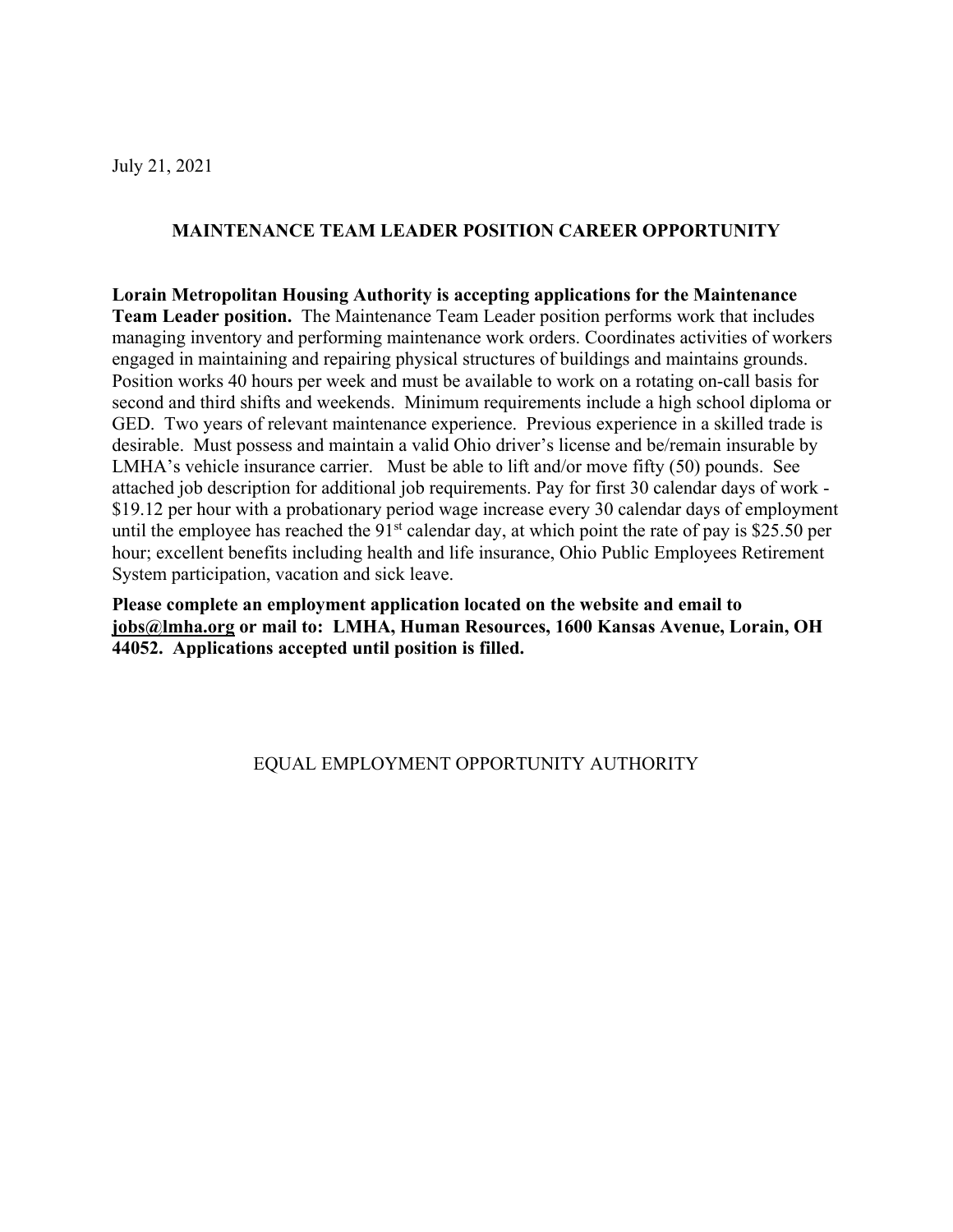July 21, 2021

## MAINTENANCE TEAM LEADER POSITION CAREER OPPORTUNITY

**Lorain Metropolitan Housing Authority is accepting applications for the Maintenance Team Leader position.** The Maintenance Team Leader position performs work that includes managing inventory and performing maintenance work orders. Coordinates activities of workers engaged in maintaining and repairing physical structures of buildings and maintains grounds. Position works 40 hours per week and must be available to work on a rotating on-call basis for second and third shifts and weekends. Minimum requirements include a high school diploma or GED. Two years of relevant maintenance experience. Previous experience in a skilled trade is desirable. Must possess and maintain a valid Ohio driver's license and be/remain insurable by LMHA's vehicle insurance carrier. Must be able to lift and/or move fifty (50) pounds. See attached job description for additional job requirements. Pay for first 30 calendar days of work - $19.12 per hour with a probationary period wage increase every 30 calendar days of employment until the employee has reached the 91st calendar day, at which point the rate of pay is $25.50 per hour; excellent benefits including health and life insurance, Ohio Public Employees Retirement System participation, vacation and sick leave.

**Please complete an employment application located on the website and email to jobs@lmha.org or mail to: LMHA, Human Resources, 1600 Kansas Avenue, Lorain, OH 44052. Applications accepted until position is filled.**

EQUAL EMPLOYMENT OPPORTUNITY AUTHORITY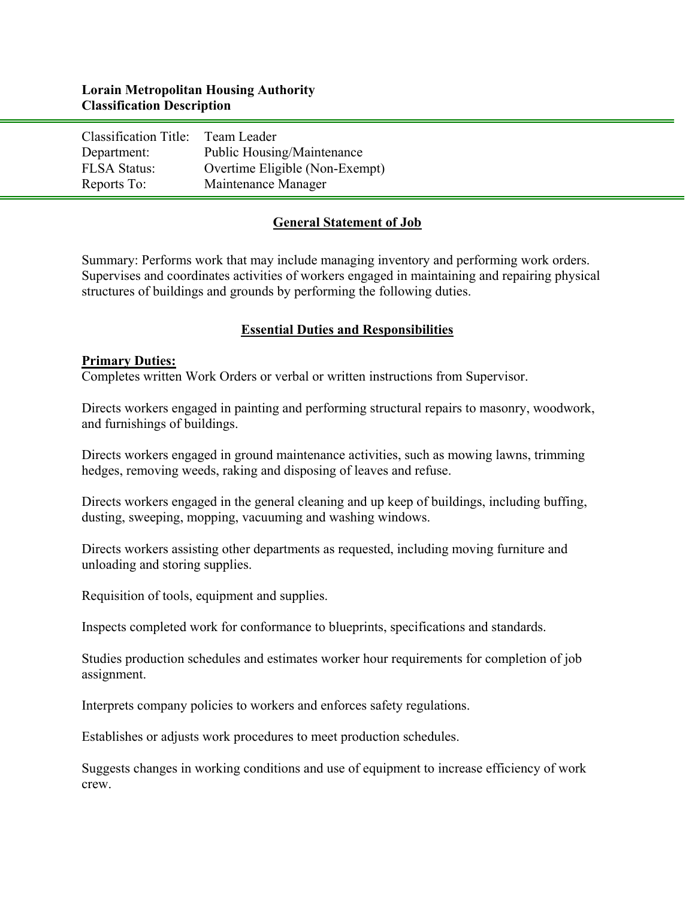**Lorain Metropolitan Housing Authority**
**Classification Description**

| | |
|---|---|
| Classification Title: | Team Leader |
| Department: | Public Housing/Maintenance |
| FLSA Status: | Overtime Eligible (Non-Exempt) |
| Reports To: | Maintenance Manager |

## General Statement of Job

Summary: Performs work that may include managing inventory and performing work orders. Supervises and coordinates activities of workers engaged in maintaining and repairing physical structures of buildings and grounds by performing the following duties.

## Essential Duties and Responsibilities

**Primary Duties:**

Completes written Work Orders or verbal or written instructions from Supervisor.

Directs workers engaged in painting and performing structural repairs to masonry, woodwork, and furnishings of buildings.

Directs workers engaged in ground maintenance activities, such as mowing lawns, trimming hedges, removing weeds, raking and disposing of leaves and refuse.

Directs workers engaged in the general cleaning and up keep of buildings, including buffing, dusting, sweeping, mopping, vacuuming and washing windows.

Directs workers assisting other departments as requested, including moving furniture and unloading and storing supplies.

Requisition of tools, equipment and supplies.

Inspects completed work for conformance to blueprints, specifications and standards.

Studies production schedules and estimates worker hour requirements for completion of job assignment.

Interprets company policies to workers and enforces safety regulations.

Establishes or adjusts work procedures to meet production schedules.

Suggests changes in working conditions and use of equipment to increase efficiency of work crew.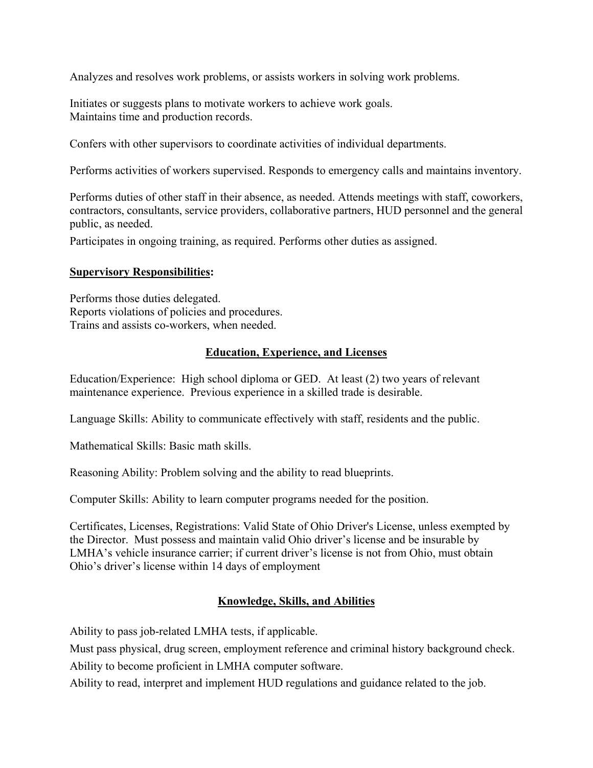Analyzes and resolves work problems, or assists workers in solving work problems.

Initiates or suggests plans to motivate workers to achieve work goals.
Maintains time and production records.

Confers with other supervisors to coordinate activities of individual departments.

Performs activities of workers supervised. Responds to emergency calls and maintains inventory.

Performs duties of other staff in their absence, as needed. Attends meetings with staff, coworkers, contractors, consultants, service providers, collaborative partners, HUD personnel and the general public, as needed.

Participates in ongoing training, as required. Performs other duties as assigned.

**Supervisory Responsibilities:**

Performs those duties delegated.
Reports violations of policies and procedures.
Trains and assists co-workers, when needed.

## Education, Experience, and Licenses

Education/Experience: High school diploma or GED. At least (2) two years of relevant maintenance experience. Previous experience in a skilled trade is desirable.

Language Skills: Ability to communicate effectively with staff, residents and the public.

Mathematical Skills: Basic math skills.

Reasoning Ability: Problem solving and the ability to read blueprints.

Computer Skills: Ability to learn computer programs needed for the position.

Certificates, Licenses, Registrations: Valid State of Ohio Driver's License, unless exempted by the Director. Must possess and maintain valid Ohio driver's license and be insurable by LMHA's vehicle insurance carrier; if current driver's license is not from Ohio, must obtain Ohio's driver's license within 14 days of employment

## Knowledge, Skills, and Abilities

Ability to pass job-related LMHA tests, if applicable.

Must pass physical, drug screen, employment reference and criminal history background check.

Ability to become proficient in LMHA computer software.

Ability to read, interpret and implement HUD regulations and guidance related to the job.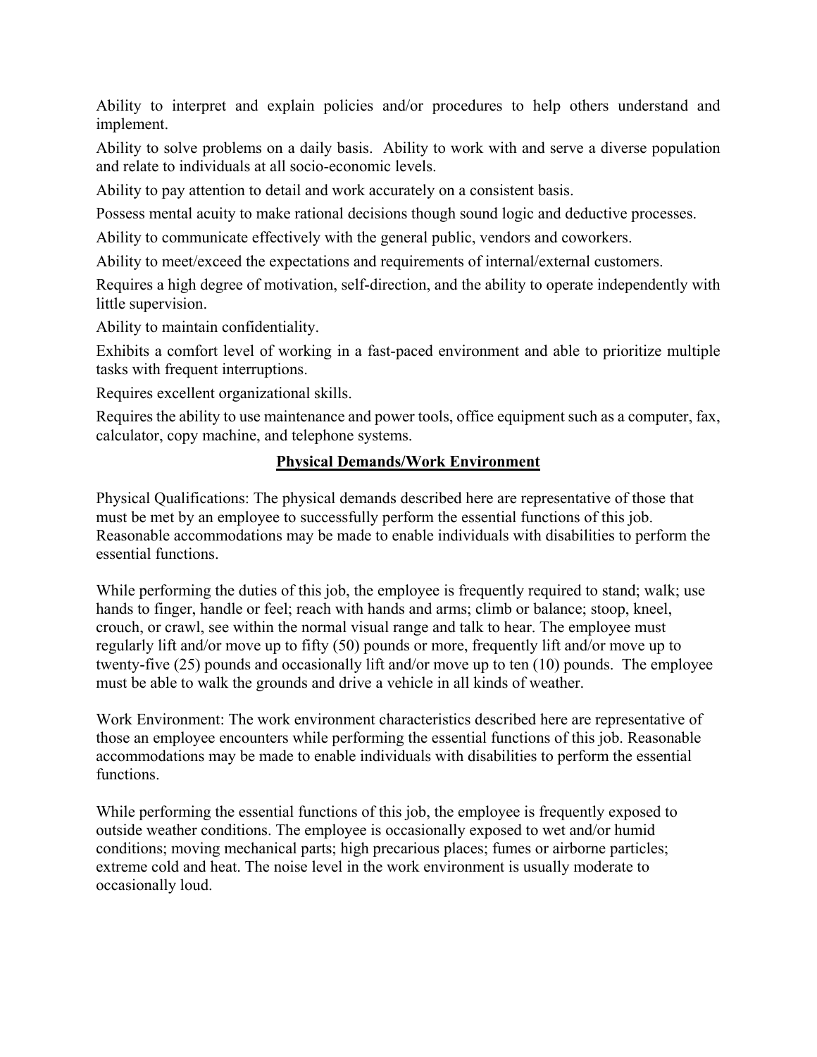Ability to interpret and explain policies and/or procedures to help others understand and implement.

Ability to solve problems on a daily basis. Ability to work with and serve a diverse population and relate to individuals at all socio-economic levels.

Ability to pay attention to detail and work accurately on a consistent basis.

Possess mental acuity to make rational decisions though sound logic and deductive processes.

Ability to communicate effectively with the general public, vendors and coworkers.

Ability to meet/exceed the expectations and requirements of internal/external customers.

Requires a high degree of motivation, self-direction, and the ability to operate independently with little supervision.

Ability to maintain confidentiality.

Exhibits a comfort level of working in a fast-paced environment and able to prioritize multiple tasks with frequent interruptions.

Requires excellent organizational skills.

Requires the ability to use maintenance and power tools, office equipment such as a computer, fax, calculator, copy machine, and telephone systems.

## Physical Demands/Work Environment

Physical Qualifications: The physical demands described here are representative of those that must be met by an employee to successfully perform the essential functions of this job. Reasonable accommodations may be made to enable individuals with disabilities to perform the essential functions.

While performing the duties of this job, the employee is frequently required to stand; walk; use hands to finger, handle or feel; reach with hands and arms; climb or balance; stoop, kneel, crouch, or crawl, see within the normal visual range and talk to hear. The employee must regularly lift and/or move up to fifty (50) pounds or more, frequently lift and/or move up to twenty-five (25) pounds and occasionally lift and/or move up to ten (10) pounds. The employee must be able to walk the grounds and drive a vehicle in all kinds of weather.

Work Environment: The work environment characteristics described here are representative of those an employee encounters while performing the essential functions of this job. Reasonable accommodations may be made to enable individuals with disabilities to perform the essential functions.

While performing the essential functions of this job, the employee is frequently exposed to outside weather conditions. The employee is occasionally exposed to wet and/or humid conditions; moving mechanical parts; high precarious places; fumes or airborne particles; extreme cold and heat. The noise level in the work environment is usually moderate to occasionally loud.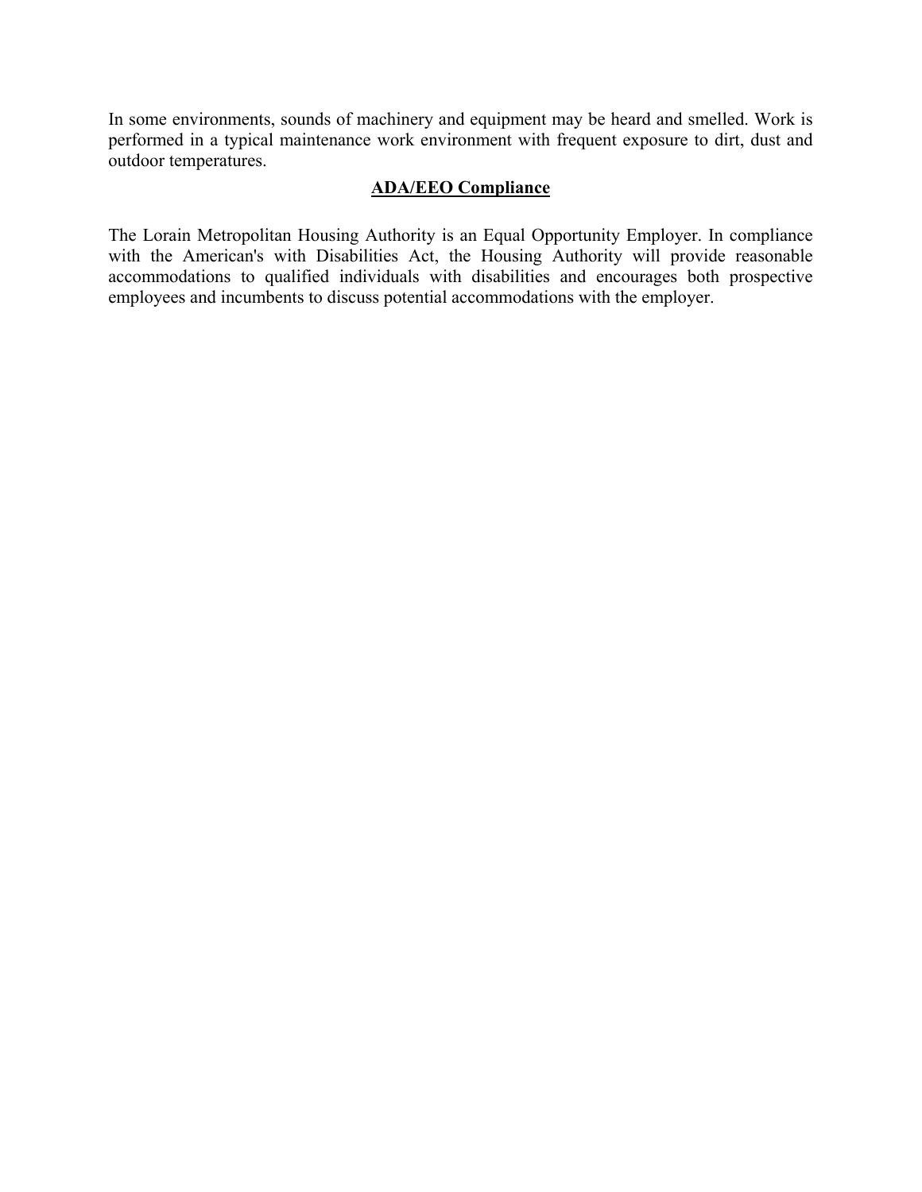In some environments, sounds of machinery and equipment may be heard and smelled. Work is performed in a typical maintenance work environment with frequent exposure to dirt, dust and outdoor temperatures.

## ADA/EEO Compliance

The Lorain Metropolitan Housing Authority is an Equal Opportunity Employer. In compliance with the American's with Disabilities Act, the Housing Authority will provide reasonable accommodations to qualified individuals with disabilities and encourages both prospective employees and incumbents to discuss potential accommodations with the employer.